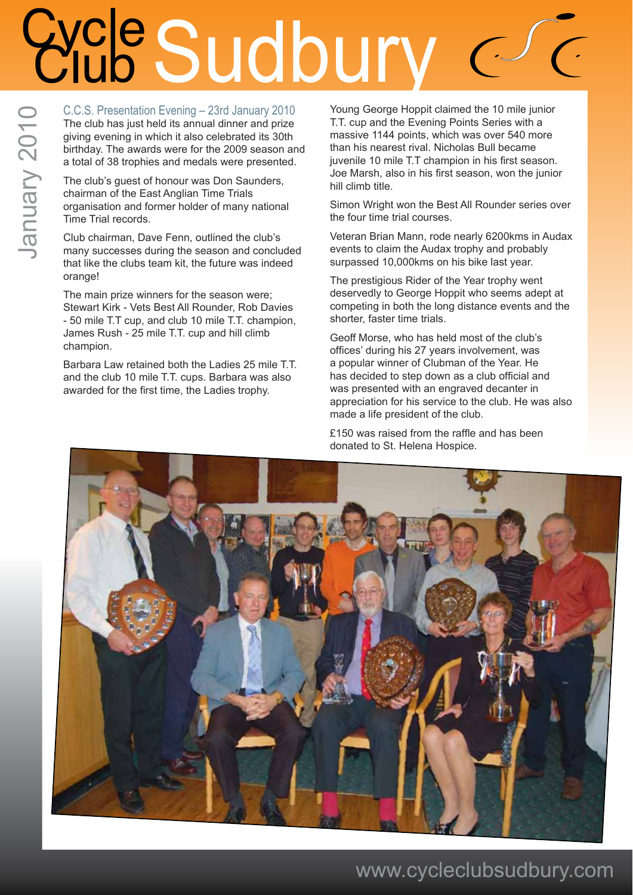# Cycle Club Sudbury

January 2010

## C.C.S. Presentation Evening – 23rd January 2010

The club has just held its annual dinner and prize giving evening in which it also celebrated its 30th birthday. The awards were for the 2009 season and a total of 38 trophies and medals were presented.

The club's guest of honour was Don Saunders, chairman of the East Anglian Time Trials organisation and former holder of many national Time Trial records.

Club chairman, Dave Fenn, outlined the club's many successes during the season and concluded that like the clubs team kit, the future was indeed orange!

The main prize winners for the season were; Stewart Kirk - Vets Best All Rounder, Rob Davies - 50 mile T.T cup, and club 10 mile T.T. champion, James Rush - 25 mile T.T. cup and hill climb champion.

Barbara Law retained both the Ladies 25 mile T.T. and the club 10 mile T.T. cups. Barbara was also awarded for the first time, the Ladies trophy.

Young George Hoppit claimed the 10 mile junior T.T. cup and the Evening Points Series with a massive 1144 points, which was over 540 more than his nearest rival. Nicholas Bull became juvenile 10 mile T.T champion in his first season. Joe Marsh, also in his first season, won the junior hill climb title.

Simon Wright won the Best All Rounder series over the four time trial courses.

Veteran Brian Mann, rode nearly 6200kms in Audax events to claim the Audax trophy and probably surpassed 10,000kms on his bike last year.

The prestigious Rider of the Year trophy went deservedly to George Hoppit who seems adept at competing in both the long distance events and the shorter, faster time trials.

Geoff Morse, who has held most of the club's offices' during his 27 years involvement, was a popular winner of Clubman of the Year. He has decided to step down as a club official and was presented with an engraved decanter in appreciation for his service to the club. He was also made a life president of the club.

£150 was raised from the raffle and has been donated to St. Helena Hospice.

www.cycleclubsudbury.com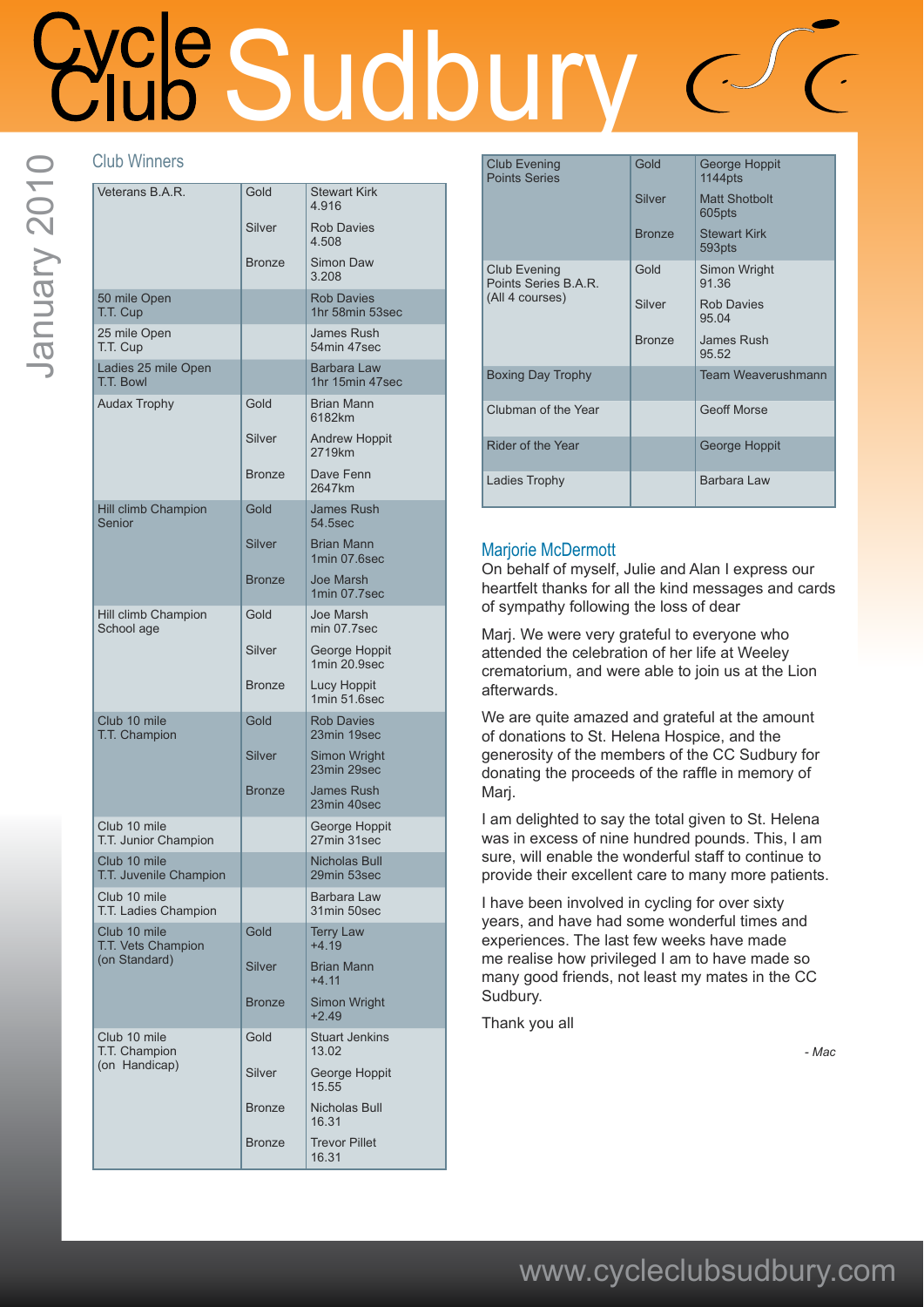# Club Winners

| Event | Place | Winner |
|---|---|---|
| Veterans B.A.R. | Gold | Stewart Kirk 4.916 |
| | Silver | Rob Davies 4.508 |
| | Bronze | Simon Daw 3.208 |
| 50 mile Open T.T. Cup | | Rob Davies 1hr 58min 53sec |
| 25 mile Open T.T. Cup | | James Rush 54min 47sec |
| Ladies 25 mile Open T.T. Bowl | | Barbara Law 1hr 15min 47sec |
| Audax Trophy | Gold | Brian Mann 6182km |
| | Silver | Andrew Hoppit 2719km |
| | Bronze | Dave Fenn 2647km |
| Hill climb Champion Senior | Gold | James Rush 54.5sec |
| | Silver | Brian Mann 1min 07.6sec |
| | Bronze | Joe Marsh 1min 07.7sec |
| Hill climb Champion School age | Gold | Joe Marsh min 07.7sec |
| | Silver | George Hoppit 1min 20.9sec |
| | Bronze | Lucy Hoppit 1min 51.6sec |
| Club 10 mile T.T. Champion | Gold | Rob Davies 23min 19sec |
| | Silver | Simon Wright 23min 29sec |
| | Bronze | James Rush 23min 40sec |
| Club 10 mile T.T. Junior Champion | | George Hoppit 27min 31sec |
| Club 10 mile T.T. Juvenile Champion | | Nicholas Bull 29min 53sec |
| Club 10 mile T.T. Ladies Champion | | Barbara Law 31min 50sec |
| Club 10 mile T.T. Vets Champion (on Standard) | Gold | Terry Law +4.19 |
| | Silver | Brian Mann +4.11 |
| | Bronze | Simon Wright +2.49 |
| Club 10 mile T.T. Champion (on Handicap) | Gold | Stuart Jenkins 13.02 |
| | Silver | George Hoppit 15.55 |
| | Bronze | Nicholas Bull 16.31 |
| | Bronze | Trevor Pillet 16.31 |
| Club Evening Points Series | Gold | George Hoppit 1144pts |
| | Silver | Matt Shotbolt 605pts |
| | Bronze | Stewart Kirk 593pts |
| Club Evening Points Series B.A.R. (All 4 courses) | Gold | Simon Wright 91.36 |
| | Silver | Rob Davies 95.04 |
| | Bronze | James Rush 95.52 |
| Boxing Day Trophy | | Team Weaverushmann |
| Clubman of the Year | | Geoff Morse |
| Rider of the Year | | George Hoppit |
| Ladies Trophy | | Barbara Law |

## Marjorie McDermott

On behalf of myself, Julie and Alan I express our heartfelt thanks for all the kind messages and cards of sympathy following the loss of dear

Marj. We were very grateful to everyone who attended the celebration of her life at Weeley crematorium, and were able to join us at the Lion afterwards.

We are quite amazed and grateful at the amount of donations to St. Helena Hospice, and the generosity of the members of the CC Sudbury for donating the proceeds of the raffle in memory of Marj.

I am delighted to say the total given to St. Helena was in excess of nine hundred pounds. This, I am sure, will enable the wonderful staff to continue to provide their excellent care to many more patients.

I have been involved in cycling for over sixty years, and have had some wonderful times and experiences. The last few weeks have made me realise how privileged I am to have made so many good friends, not least my mates in the CC Sudbury.

Thank you all

*- Mac*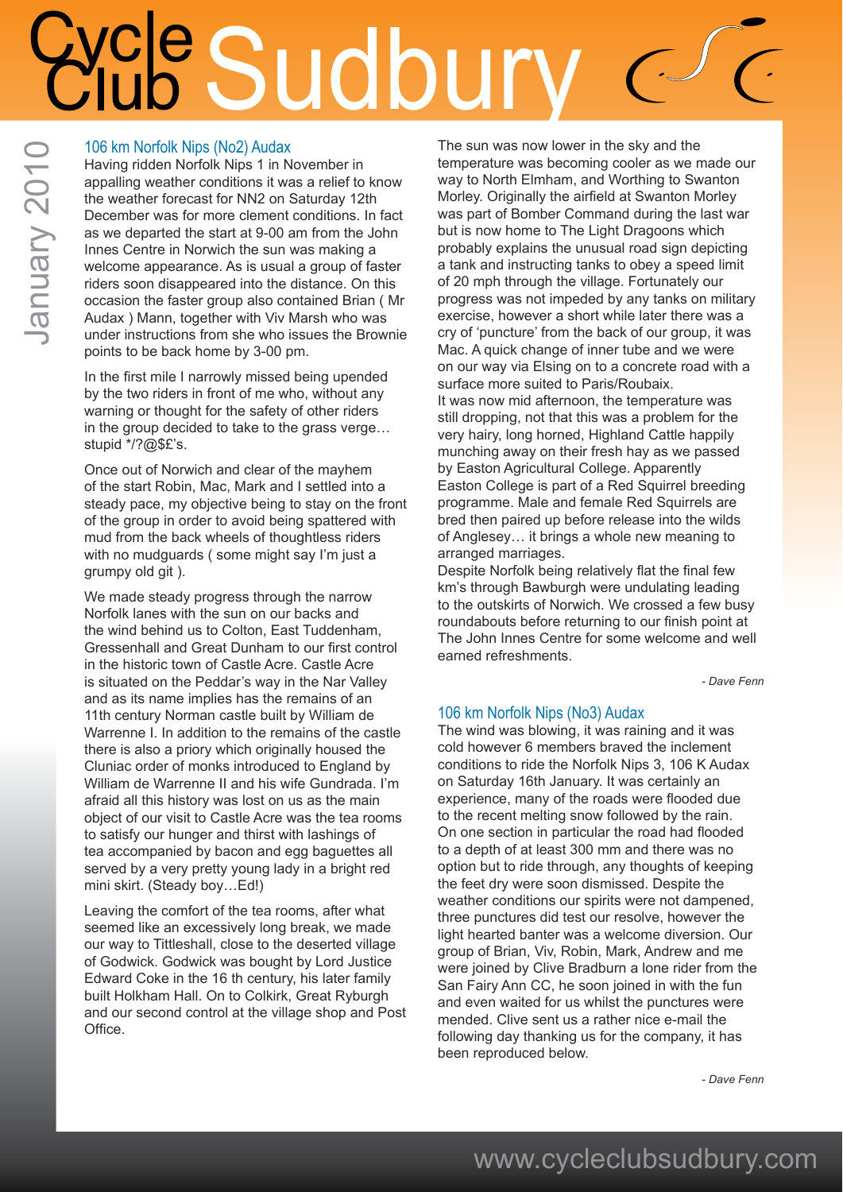## 106 km Norfolk Nips (No2) Audax

Having ridden Norfolk Nips 1 in November in appalling weather conditions it was a relief to know the weather forecast for NN2 on Saturday 12th December was for more clement conditions. In fact as we departed the start at 9-00 am from the John Innes Centre in Norwich the sun was making a welcome appearance. As is usual a group of faster riders soon disappeared into the distance. On this occasion the faster group also contained Brian ( Mr Audax ) Mann, together with Viv Marsh who was under instructions from she who issues the Brownie points to be back home by 3-00 pm.

In the first mile I narrowly missed being upended by the two riders in front of me who, without any warning or thought for the safety of other riders in the group decided to take to the grass verge… stupid */?@$£'s.

Once out of Norwich and clear of the mayhem of the start Robin, Mac, Mark and I settled into a steady pace, my objective being to stay on the front of the group in order to avoid being spattered with mud from the back wheels of thoughtless riders with no mudguards ( some might say I'm just a grumpy old git ).

We made steady progress through the narrow Norfolk lanes with the sun on our backs and the wind behind us to Colton, East Tuddenham, Gressenhall and Great Dunham to our first control in the historic town of Castle Acre. Castle Acre is situated on the Peddar's way in the Nar Valley and as its name implies has the remains of an 11th century Norman castle built by William de Warrenne I. In addition to the remains of the castle there is also a priory which originally housed the Cluniac order of monks introduced to England by William de Warrenne II and his wife Gundrada. I'm afraid all this history was lost on us as the main object of our visit to Castle Acre was the tea rooms to satisfy our hunger and thirst with lashings of tea accompanied by bacon and egg baguettes all served by a very pretty young lady in a bright red mini skirt. (Steady boy…Ed!)

Leaving the comfort of the tea rooms, after what seemed like an excessively long break, we made our way to Tittleshall, close to the deserted village of Godwick. Godwick was bought by Lord Justice Edward Coke in the 16 th century, his later family built Holkham Hall. On to Colkirk, Great Ryburgh and our second control at the village shop and Post Office.

The sun was now lower in the sky and the temperature was becoming cooler as we made our way to North Elmham, and Worthing to Swanton Morley. Originally the airfield at Swanton Morley was part of Bomber Command during the last war but is now home to The Light Dragoons which probably explains the unusual road sign depicting a tank and instructing tanks to obey a speed limit of 20 mph through the village. Fortunately our progress was not impeded by any tanks on military exercise, however a short while later there was a cry of 'puncture' from the back of our group, it was Mac. A quick change of inner tube and we were on our way via Elsing on to a concrete road with a surface more suited to Paris/Roubaix.

It was now mid afternoon, the temperature was still dropping, not that this was a problem for the very hairy, long horned, Highland Cattle happily munching away on their fresh hay as we passed by Easton Agricultural College. Apparently Easton College is part of a Red Squirrel breeding programme. Male and female Red Squirrels are bred then paired up before release into the wilds of Anglesey… it brings a whole new meaning to arranged marriages.

Despite Norfolk being relatively flat the final few km's through Bawburgh were undulating leading to the outskirts of Norwich. We crossed a few busy roundabouts before returning to our finish point at The John Innes Centre for some welcome and well earned refreshments.

*- Dave Fenn*

## 106 km Norfolk Nips (No3) Audax

The wind was blowing, it was raining and it was cold however 6 members braved the inclement conditions to ride the Norfolk Nips 3, 106 K Audax on Saturday 16th January. It was certainly an experience, many of the roads were flooded due to the recent melting snow followed by the rain. On one section in particular the road had flooded to a depth of at least 300 mm and there was no option but to ride through, any thoughts of keeping the feet dry were soon dismissed. Despite the weather conditions our spirits were not dampened, three punctures did test our resolve, however the light hearted banter was a welcome diversion. Our group of Brian, Viv, Robin, Mark, Andrew and me were joined by Clive Bradburn a lone rider from the San Fairy Ann CC, he soon joined in with the fun and even waited for us whilst the punctures were mended. Clive sent us a rather nice e-mail the following day thanking us for the company, it has been reproduced below.

*- Dave Fenn*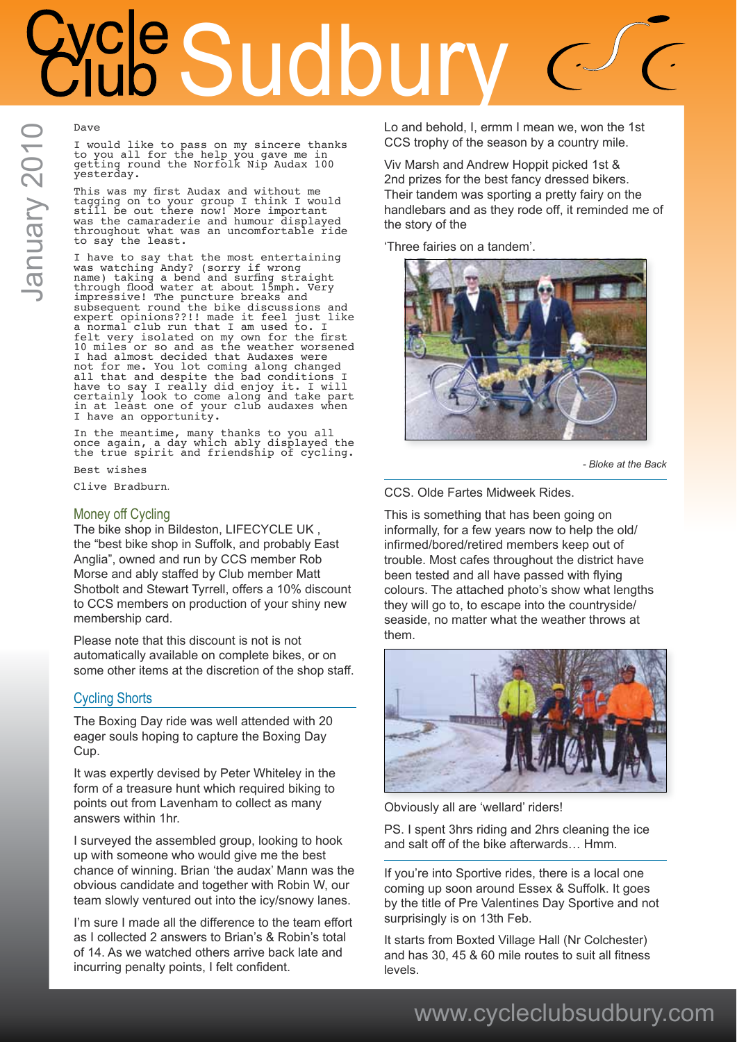Dave

I would like to pass on my sincere thanks to you all for the help you gave me in getting round the Norfolk Nip Audax 100 yesterday.

This was my first Audax and without me tagging on to your group I think I would still be out there now! More important was the camaraderie and humour displayed throughout what was an uncomfortable ride to say the least.

I have to say that the most entertaining was watching Andy? (sorry if wrong name) taking a bend and surfing straight through flood water at about 15mph. Very impressive! The puncture breaks and subsequent round the bike discussions and expert opinions??!! made it feel just like a normal club run that I am used to. I felt very isolated on my own for the first 10 miles or so and as the weather worsened I had almost decided that Audaxes were not for me. You lot coming along changed all that and despite the bad conditions I have to say I really did enjoy it. I will certainly look to come along and take part in at least one of your club audaxes when I have an opportunity.

In the meantime, many thanks to you all once again, a day which ably displayed the the true spirit and friendship of cycling.

Best wishes

Clive Bradburn.

## Money off Cycling

The bike shop in Bildeston, LIFECYCLE UK , the "best bike shop in Suffolk, and probably East Anglia", owned and run by CCS member Rob Morse and ably staffed by Club member Matt Shotbolt and Stewart Tyrrell, offers a 10% discount to CCS members on production of your shiny new membership card.

Please note that this discount is not is not automatically available on complete bikes, or on some other items at the discretion of the shop staff.

## Cycling Shorts

The Boxing Day ride was well attended with 20 eager souls hoping to capture the Boxing Day Cup.

It was expertly devised by Peter Whiteley in the form of a treasure hunt which required biking to points out from Lavenham to collect as many answers within 1hr.

I surveyed the assembled group, looking to hook up with someone who would give me the best chance of winning. Brian 'the audax' Mann was the obvious candidate and together with Robin W, our team slowly ventured out into the icy/snowy lanes.

I'm sure I made all the difference to the team effort as I collected 2 answers to Brian's & Robin's total of 14. As we watched others arrive back late and incurring penalty points, I felt confident.

Lo and behold, I, ermm I mean we, won the 1st CCS trophy of the season by a country mile.

Viv Marsh and Andrew Hoppit picked 1st & 2nd prizes for the best fancy dressed bikers. Their tandem was sporting a pretty fairy on the handlebars and as they rode off, it reminded me of the story of the

'Three fairies on a tandem'.

*- Bloke at the Back*

CCS. Olde Fartes Midweek Rides.

This is something that has been going on informally, for a few years now to help the old/infirmed/bored/retired members keep out of trouble. Most cafes throughout the district have been tested and all have passed with flying colours. The attached photo's show what lengths they will go to, to escape into the countryside/seaside, no matter what the weather throws at them.

Obviously all are 'wellard' riders!

PS. I spent 3hrs riding and 2hrs cleaning the ice and salt off of the bike afterwards… Hmm.

If you're into Sportive rides, there is a local one coming up soon around Essex & Suffolk. It goes by the title of Pre Valentines Day Sportive and not surprisingly is on 13th Feb.

It starts from Boxted Village Hall (Nr Colchester) and has 30, 45 & 60 mile routes to suit all fitness levels.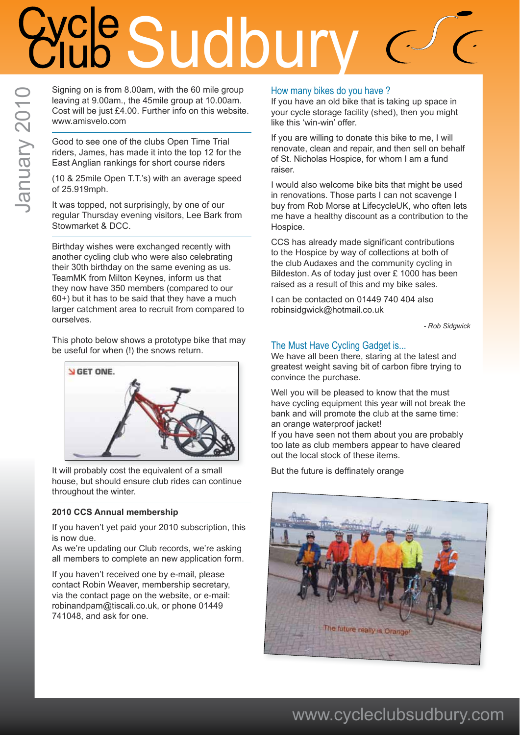# Cycle Club Sudbury

January 2010

Signing on is from 8.00am, with the 60 mile group leaving at 9.00am., the 45mile group at 10.00am. Cost will be just £4.00. Further info on this website. www.amisvelo.com

---

Good to see one of the clubs Open Time Trial riders, James, has made it into the top 12 for the East Anglian rankings for short course riders

(10 & 25mile Open T.T.'s) with an average speed of 25.919mph.

It was topped, not surprisingly, by one of our regular Thursday evening visitors, Lee Bark from Stowmarket & DCC.

---

Birthday wishes were exchanged recently with another cycling club who were also celebrating their 30th birthday on the same evening as us. TeamMK from Milton Keynes, inform us that they now have 350 members (compared to our 60+) but it has to be said that they have a much larger catchment area to recruit from compared to ourselves.

---

This photo below shows a prototype bike that may be useful for when (!) the snows return.

GET ONE.

It will probably cost the equivalent of a small house, but should ensure club rides can continue throughout the winter.

---

**2010 CCS Annual membership**

If you haven't yet paid your 2010 subscription, this is now due.
As we're updating our Club records, we're asking all members to complete an new application form.

If you haven't received one by e-mail, please contact Robin Weaver, membership secretary, via the contact page on the website, or e-mail: robinandpam@tiscali.co.uk, or phone 01449 741048, and ask for one.

## How many bikes do you have ?

If you have an old bike that is taking up space in your cycle storage facility (shed), then you might like this 'win-win' offer.

If you are willing to donate this bike to me, I will renovate, clean and repair, and then sell on behalf of St. Nicholas Hospice, for whom I am a fund raiser.

I would also welcome bike bits that might be used in renovations. Those parts I can not scavenge I buy from Rob Morse at LifecycleUK, who often lets me have a healthy discount as a contribution to the Hospice.

CCS has already made significant contributions to the Hospice by way of collections at both of the club Audaxes and the community cycling in Bildeston. As of today just over £ 1000 has been raised as a result of this and my bike sales.

I can be contacted on 01449 740 404 also robinsidgwick@hotmail.co.uk

*- Rob Sidgwick*

## The Must Have Cycling Gadget is...

We have all been there, staring at the latest and greatest weight saving bit of carbon fibre trying to convince the purchase.

Well you will be pleased to know that the must have cycling equipment this year will not break the bank and will promote the club at the same time: an orange waterproof jacket!
If you have seen not them about you are probably too late as club members appear to have cleared out the local stock of these items.

But the future is deffinately orange

The future really is Orange!

www.cycleclubsudbury.com